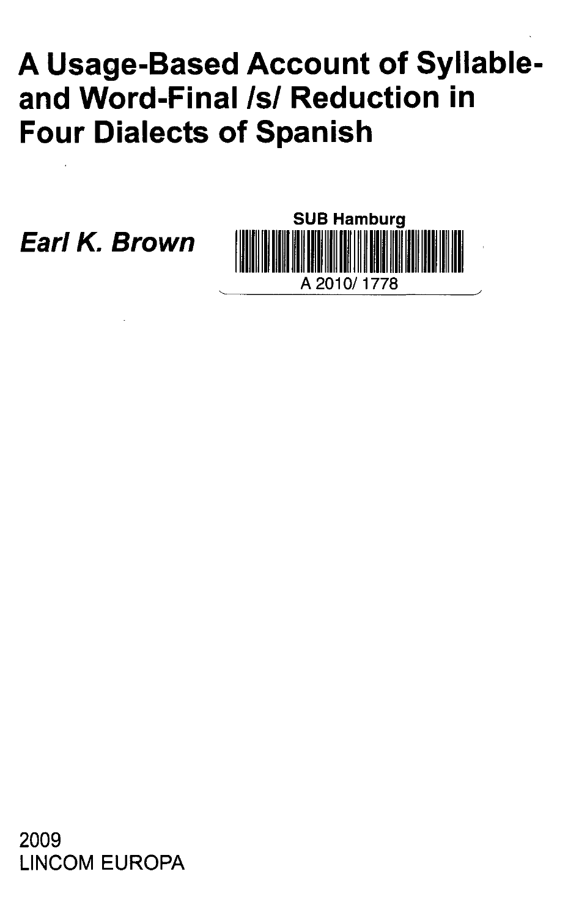# A Usage-Based Account of Syllable- and Word-Final /s/ Reduction in Four Dialects of Spanish

***Earl K. Brown***

SUB Hamburg

A 2010/ 1778

2009
LINCOM EUROPA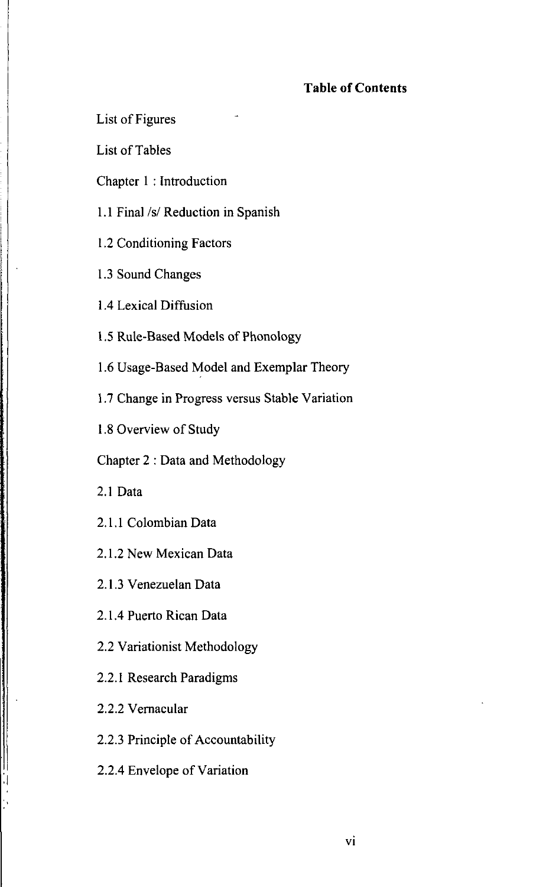# Table of Contents

List of Figures

List of Tables

Chapter 1 : Introduction

1.1 Final /s/ Reduction in Spanish

1.2 Conditioning Factors

1.3 Sound Changes

1.4 Lexical Diffusion

1.5 Rule-Based Models of Phonology

1.6 Usage-Based Model and Exemplar Theory

1.7 Change in Progress versus Stable Variation

1.8 Overview of Study

Chapter 2 : Data and Methodology

2.1 Data

2.1.1 Colombian Data

2.1.2 New Mexican Data

2.1.3 Venezuelan Data

2.1.4 Puerto Rican Data

2.2 Variationist Methodology

2.2.1 Research Paradigms

2.2.2 Vernacular

2.2.3 Principle of Accountability

2.2.4 Envelope of Variation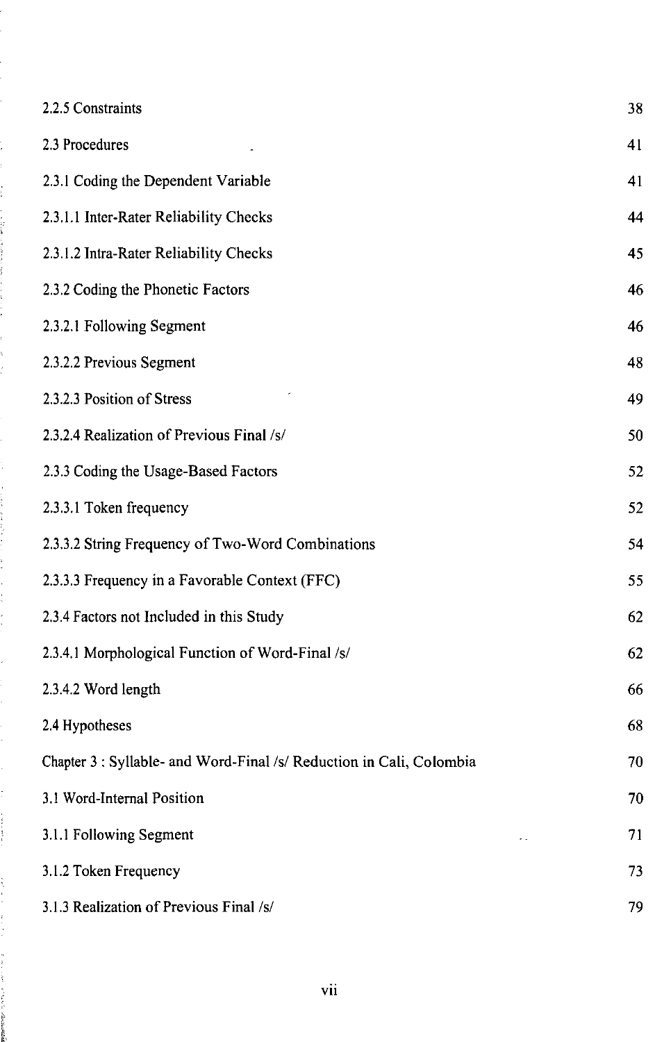| | |
|---|---|
| 2.2.5 Constraints | 38 |
| 2.3 Procedures | 41 |
| 2.3.1 Coding the Dependent Variable | 41 |
| 2.3.1.1 Inter-Rater Reliability Checks | 44 |
| 2.3.1.2 Intra-Rater Reliability Checks | 45 |
| 2.3.2 Coding the Phonetic Factors | 46 |
| 2.3.2.1 Following Segment | 46 |
| 2.3.2.2 Previous Segment | 48 |
| 2.3.2.3 Position of Stress | 49 |
| 2.3.2.4 Realization of Previous Final /s/ | 50 |
| 2.3.3 Coding the Usage-Based Factors | 52 |
| 2.3.3.1 Token frequency | 52 |
| 2.3.3.2 String Frequency of Two-Word Combinations | 54 |
| 2.3.3.3 Frequency in a Favorable Context (FFC) | 55 |
| 2.3.4 Factors not Included in this Study | 62 |
| 2.3.4.1 Morphological Function of Word-Final /s/ | 62 |
| 2.3.4.2 Word length | 66 |
| 2.4 Hypotheses | 68 |
| Chapter 3 : Syllable- and Word-Final /s/ Reduction in Cali, Colombia | 70 |
| 3.1 Word-Internal Position | 70 |
| 3.1.1 Following Segment | 71 |
| 3.1.2 Token Frequency | 73 |
| 3.1.3 Realization of Previous Final /s/ | 79 |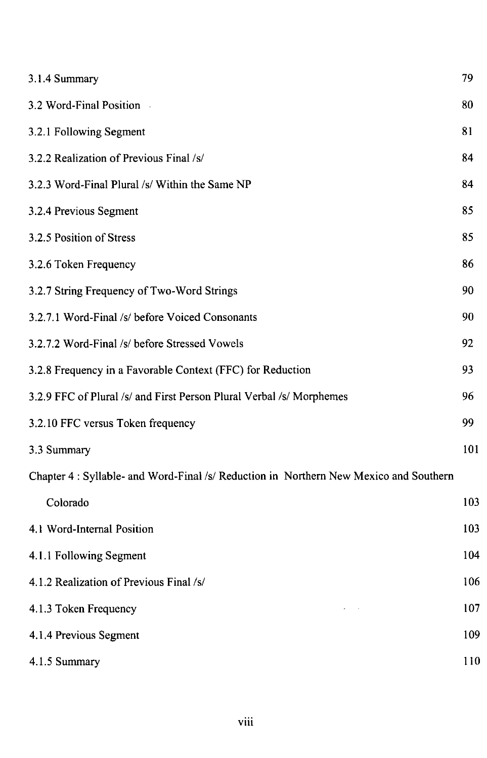3.1.4 Summary 79

3.2 Word-Final Position 80

3.2.1 Following Segment 81

3.2.2 Realization of Previous Final /s/ 84

3.2.3 Word-Final Plural /s/ Within the Same NP 84

3.2.4 Previous Segment 85

3.2.5 Position of Stress 85

3.2.6 Token Frequency 86

3.2.7 String Frequency of Two-Word Strings 90

3.2.7.1 Word-Final /s/ before Voiced Consonants 90

3.2.7.2 Word-Final /s/ before Stressed Vowels 92

3.2.8 Frequency in a Favorable Context (FFC) for Reduction 93

3.2.9 FFC of Plural /s/ and First Person Plural Verbal /s/ Morphemes 96

3.2.10 FFC versus Token frequency 99

3.3 Summary 101

Chapter 4 : Syllable- and Word-Final /s/ Reduction in Northern New Mexico and Southern Colorado 103

4.1 Word-Internal Position 103

4.1.1 Following Segment 104

4.1.2 Realization of Previous Final /s/ 106

4.1.3 Token Frequency 107

4.1.4 Previous Segment 109

4.1.5 Summary 110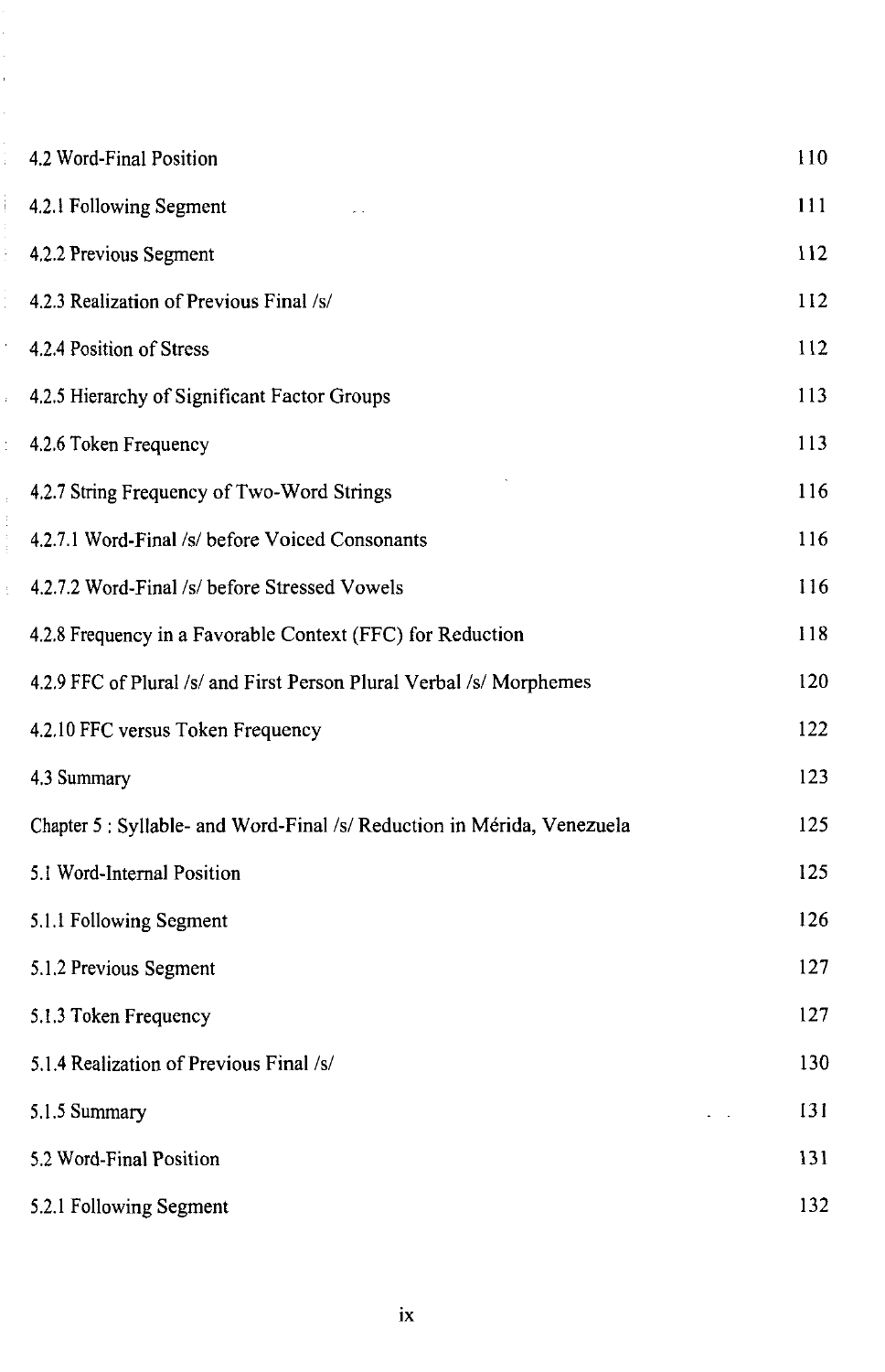| | |
|---|---|
| 4.2 Word-Final Position | 110 |
| 4.2.1 Following Segment | 111 |
| 4.2.2 Previous Segment | 112 |
| 4.2.3 Realization of Previous Final /s/ | 112 |
| 4.2.4 Position of Stress | 112 |
| 4.2.5 Hierarchy of Significant Factor Groups | 113 |
| 4.2.6 Token Frequency | 113 |
| 4.2.7 String Frequency of Two-Word Strings | 116 |
| 4.2.7.1 Word-Final /s/ before Voiced Consonants | 116 |
| 4.2.7.2 Word-Final /s/ before Stressed Vowels | 116 |
| 4.2.8 Frequency in a Favorable Context (FFC) for Reduction | 118 |
| 4.2.9 FFC of Plural /s/ and First Person Plural Verbal /s/ Morphemes | 120 |
| 4.2.10 FFC versus Token Frequency | 122 |
| 4.3 Summary | 123 |
| Chapter 5 : Syllable- and Word-Final /s/ Reduction in Mérida, Venezuela | 125 |
| 5.1 Word-Internal Position | 125 |
| 5.1.1 Following Segment | 126 |
| 5.1.2 Previous Segment | 127 |
| 5.1.3 Token Frequency | 127 |
| 5.1.4 Realization of Previous Final /s/ | 130 |
| 5.1.5 Summary | 131 |
| 5.2 Word-Final Position | 131 |
| 5.2.1 Following Segment | 132 |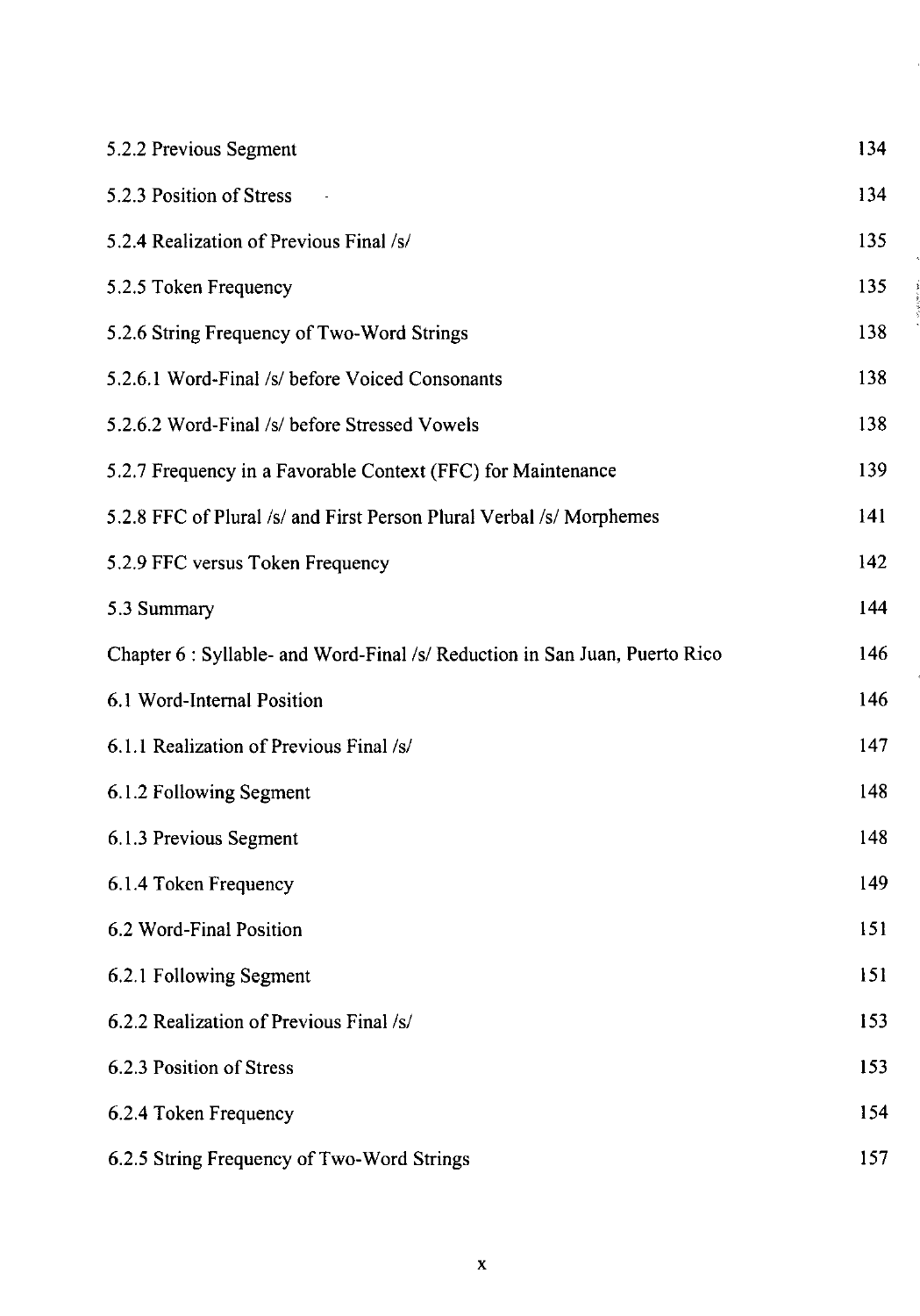| | |
|---|---|
| 5.2.2 Previous Segment | 134 |
| 5.2.3 Position of Stress | 134 |
| 5.2.4 Realization of Previous Final /s/ | 135 |
| 5.2.5 Token Frequency | 135 |
| 5.2.6 String Frequency of Two-Word Strings | 138 |
| 5.2.6.1 Word-Final /s/ before Voiced Consonants | 138 |
| 5.2.6.2 Word-Final /s/ before Stressed Vowels | 138 |
| 5.2.7 Frequency in a Favorable Context (FFC) for Maintenance | 139 |
| 5.2.8 FFC of Plural /s/ and First Person Plural Verbal /s/ Morphemes | 141 |
| 5.2.9 FFC versus Token Frequency | 142 |
| 5.3 Summary | 144 |
| Chapter 6 : Syllable- and Word-Final /s/ Reduction in San Juan, Puerto Rico | 146 |
| 6.1 Word-Internal Position | 146 |
| 6.1.1 Realization of Previous Final /s/ | 147 |
| 6.1.2 Following Segment | 148 |
| 6.1.3 Previous Segment | 148 |
| 6.1.4 Token Frequency | 149 |
| 6.2 Word-Final Position | 151 |
| 6.2.1 Following Segment | 151 |
| 6.2.2 Realization of Previous Final /s/ | 153 |
| 6.2.3 Position of Stress | 153 |
| 6.2.4 Token Frequency | 154 |
| 6.2.5 String Frequency of Two-Word Strings | 157 |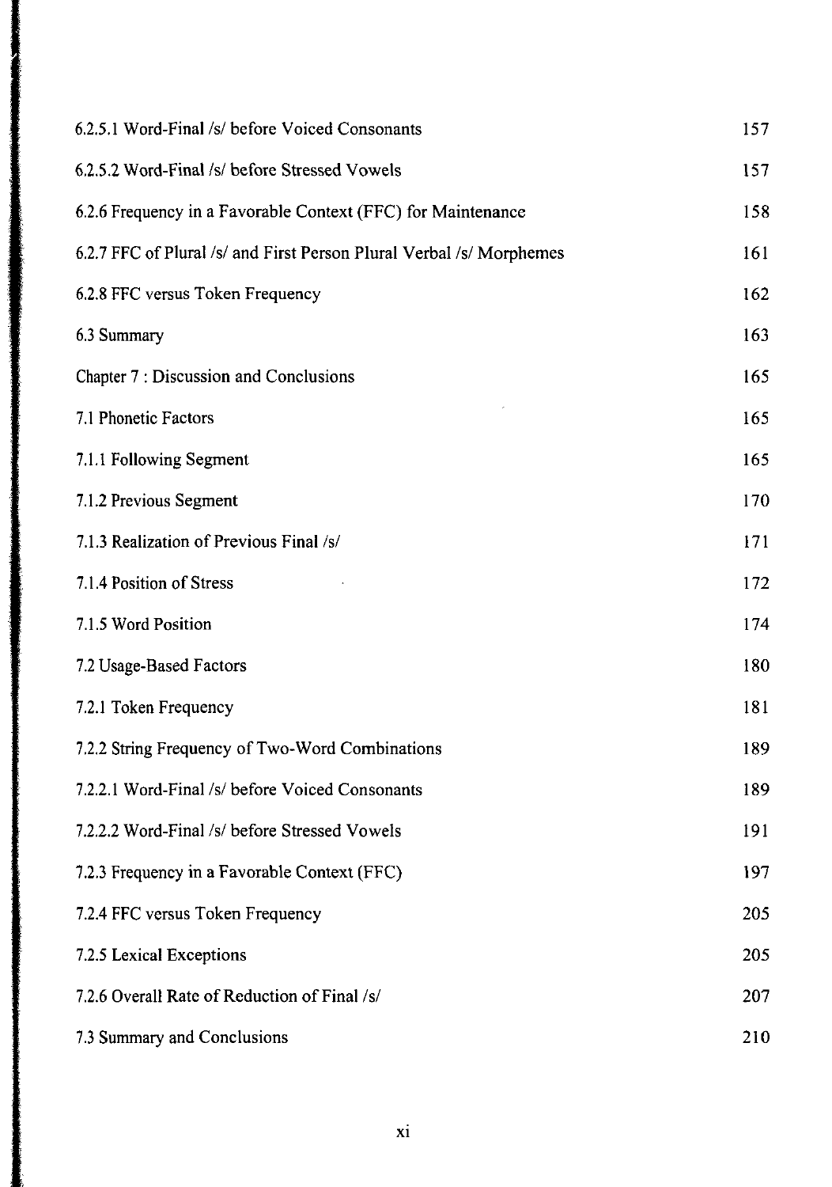| | |
|---|---|
| 6.2.5.1 Word-Final /s/ before Voiced Consonants | 157 |
| 6.2.5.2 Word-Final /s/ before Stressed Vowels | 157 |
| 6.2.6 Frequency in a Favorable Context (FFC) for Maintenance | 158 |
| 6.2.7 FFC of Plural /s/ and First Person Plural Verbal /s/ Morphemes | 161 |
| 6.2.8 FFC versus Token Frequency | 162 |
| 6.3 Summary | 163 |
| Chapter 7 : Discussion and Conclusions | 165 |
| 7.1 Phonetic Factors | 165 |
| 7.1.1 Following Segment | 165 |
| 7.1.2 Previous Segment | 170 |
| 7.1.3 Realization of Previous Final /s/ | 171 |
| 7.1.4 Position of Stress | 172 |
| 7.1.5 Word Position | 174 |
| 7.2 Usage-Based Factors | 180 |
| 7.2.1 Token Frequency | 181 |
| 7.2.2 String Frequency of Two-Word Combinations | 189 |
| 7.2.2.1 Word-Final /s/ before Voiced Consonants | 189 |
| 7.2.2.2 Word-Final /s/ before Stressed Vowels | 191 |
| 7.2.3 Frequency in a Favorable Context (FFC) | 197 |
| 7.2.4 FFC versus Token Frequency | 205 |
| 7.2.5 Lexical Exceptions | 205 |
| 7.2.6 Overall Rate of Reduction of Final /s/ | 207 |
| 7.3 Summary and Conclusions | 210 |